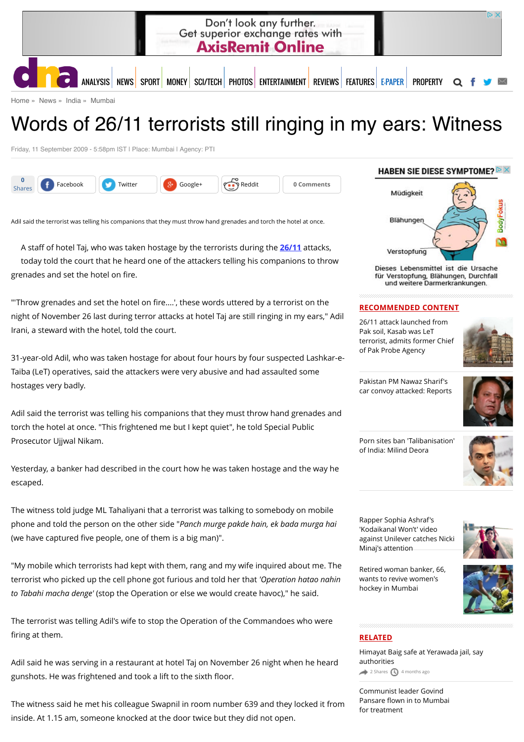Home » News » India » Mumbai

# Words of 26/11 terrorists still ringing in my ears: Witness

Friday, 11 September 2009 - 5:58pm IST | Place: Mumbai | Agency: PTI

Adil said the terrorist was telling his companions that they must throw hand grenades and torch the hotel at once.

A staff of hotel Taj, who was taken hostage by the terrorists during the 26/11 attacks, today told the court that he heard one of the attackers telling his companions to throw grenades and set the hotel on fire.

"'Throw grenades and set the hotel on fire....', these words uttered by a terrorist on the night of November 26 last during terror attacks at hotel Taj are still ringing in my ears," Adil Irani, a steward with the hotel, told the court.

31-year-old Adil, who was taken hostage for about four hours by four suspected Lashkar-e-Taiba (LeT) operatives, said the attackers were very abusive and had assaulted some hostages very badly.

Adil said the terrorist was telling his companions that they must throw hand grenades and torch the hotel at once. "This frightened me but I kept quiet", he told Special Public Prosecutor Ujjwal Nikam.

Yesterday, a banker had described in the court how he was taken hostage and the way he escaped.

The witness told judge ML Tahaliyani that a terrorist was talking to somebody on mobile phone and told the person on the other side "*Panch murge pakde hain, ek bada murga hai* (we have captured five people, one of them is a big man)".

"My mobile which terrorists had kept with them, rang and my wife inquired about me. The terrorist who picked up the cell phone got furious and told her that *'Operation hatao nahin to Tabahi macha denge'* (stop the Operation or else we would create havoc)," he said.

The terrorist was telling Adil's wife to stop the Operation of the Commandoes who were firing at them.

Adil said he was serving in a restaurant at hotel Taj on November 26 night when he heard gunshots. He was frightened and took a lift to the sixth floor.

The witness said he met his colleague Swapnil in room number 639 and they locked it from inside. At 1.15 am, someone knocked at the door twice but they did not open.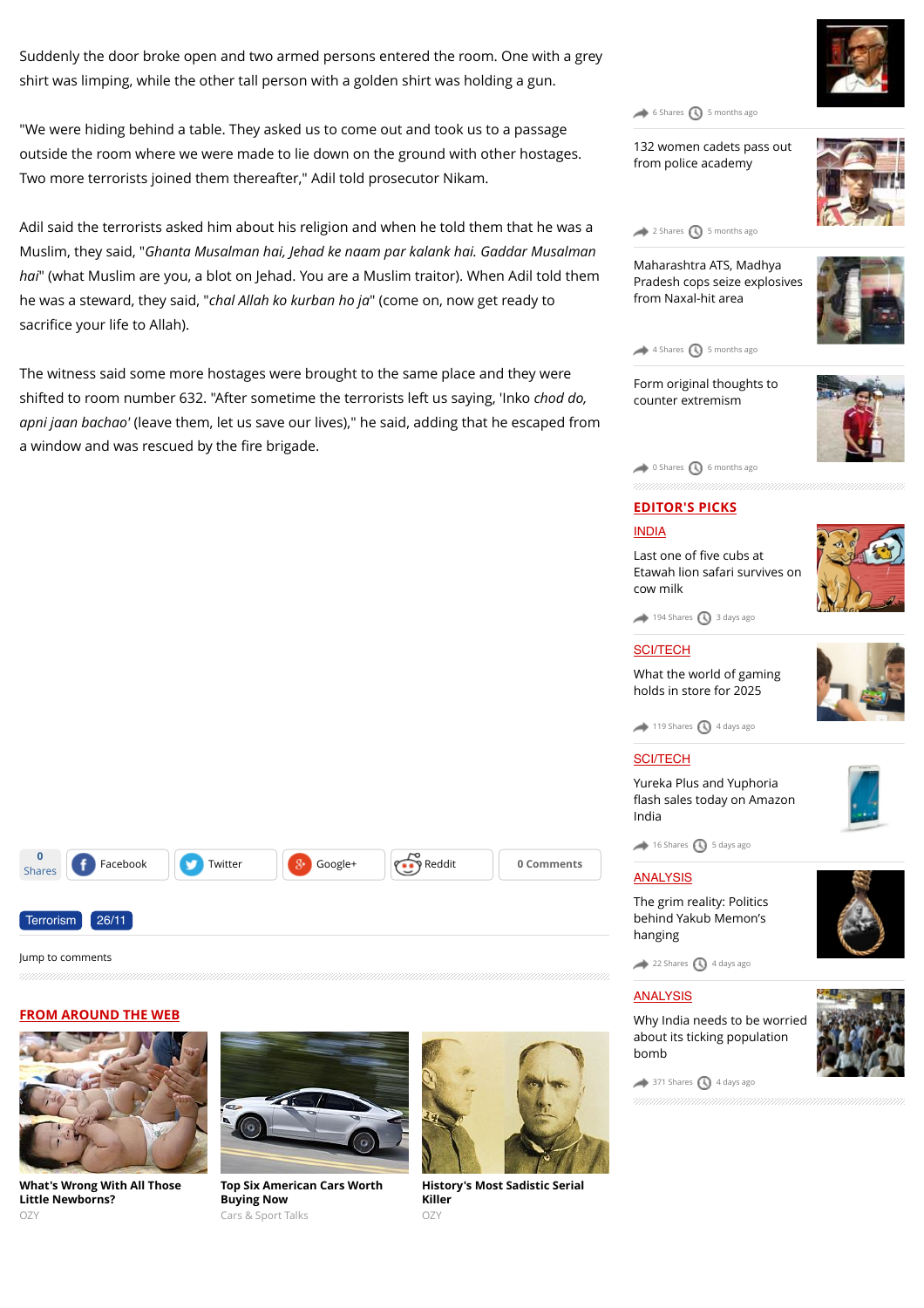Suddenly the door broke open and two armed persons entered the room. One with a grey shirt was limping, while the other tall person with a golden shirt was holding a gun.

"We were hiding behind a table. They asked us to come out and took us to a passage outside the room where we were made to lie down on the ground with other hostages. Two more terrorists joined them thereafter," Adil told prosecutor Nikam.

Adil said the terrorists asked him about his religion and when he told them that he was a Muslim, they said, "*Ghanta Musalman hai, Jehad ke naam par kalank hai. Gaddar Musalman hai*" (what Muslim are you, a blot on Jehad. You are a Muslim traitor). When Adil told them he was a steward, they said, "*chal Allah ko kurban ho ja*" (come on, now get ready to sacrifice your life to Allah).

The witness said some more hostages were brought to the same place and they were shifted to room number 632. "After sometime the terrorists left us saying, 'Inko *chod do, apni jaan bachao*' (leave them, let us save our lives)," he said, adding that he escaped from a window and was rescued by the fire brigade.

0 Shares | Facebook | Twitter | Google+ | Reddit | 0 Comments

Terrorism | 26/11

Jump to comments

## FROM AROUND THE WEB

**What's Wrong With All Those Little Newborns?**
OZY

**Top Six American Cars Worth Buying Now**
Cars & Sport Talks

**History's Most Sadistic Serial Killer**
OZY

---

6 Shares · 5 months ago

132 women cadets pass out from police academy
2 Shares · 5 months ago

Maharashtra ATS, Madhya Pradesh cops seize explosives from Naxal-hit area
4 Shares · 5 months ago

Form original thoughts to counter extremism
0 Shares · 6 months ago

## EDITOR'S PICKS

INDIA
Last one of five cubs at Etawah lion safari survives on cow milk
194 Shares · 3 days ago

SCI/TECH
What the world of gaming holds in store for 2025
119 Shares · 4 days ago

SCI/TECH
Yureka Plus and Yuphoria flash sales today on Amazon India
16 Shares · 5 days ago

ANALYSIS
The grim reality: Politics behind Yakub Memon's hanging
22 Shares · 4 days ago

ANALYSIS
Why India needs to be worried about its ticking population bomb
371 Shares · 4 days ago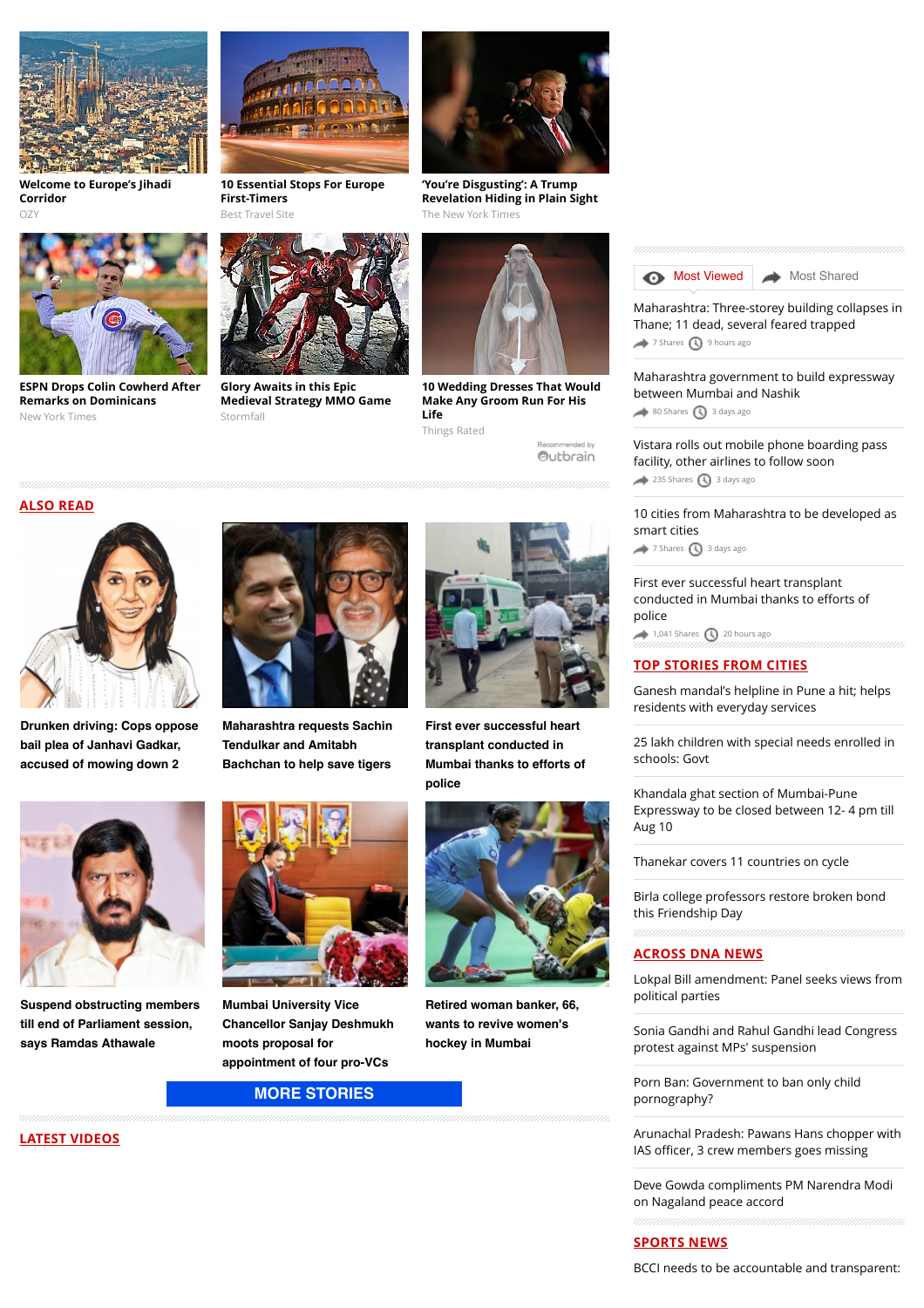**Welcome to Europe's Jihadi Corridor**
OZY

**10 Essential Stops For Europe First-Timers**
Best Travel Site

**'You're Disgusting': A Trump Revelation Hiding in Plain Sight**
The New York Times

**ESPN Drops Colin Cowherd After Remarks on Dominicans**
New York Times

**Glory Awaits in this Epic Medieval Strategy MMO Game**
Stormfall

**10 Wedding Dresses That Would Make Any Groom Run For His Life**
Things Rated

Recommended by Outbrain

## ALSO READ

**Drunken driving: Cops oppose bail plea of Janhavi Gadkar, accused of mowing down 2**

**Maharashtra requests Sachin Tendulkar and Amitabh Bachchan to help save tigers**

**First ever successful heart transplant conducted in Mumbai thanks to efforts of police**

**Suspend obstructing members till end of Parliament session, says Ramdas Athawale**

**Mumbai University Vice Chancellor Sanjay Deshmukh moots proposal for appointment of four pro-VCs**

**Retired woman banker, 66, wants to revive women's hockey in Mumbai**

MORE STORIES

## LATEST VIDEOS

Most Viewed | Most Shared

Maharashtra: Three-storey building collapses in Thane; 11 dead, several feared trapped
7 Shares · 9 hours ago

Maharashtra government to build expressway between Mumbai and Nashik
80 Shares · 3 days ago

Vistara rolls out mobile phone boarding pass facility, other airlines to follow soon
235 Shares · 3 days ago

10 cities from Maharashtra to be developed as smart cities
7 Shares · 3 days ago

First ever successful heart transplant conducted in Mumbai thanks to efforts of police
1,041 Shares · 20 hours ago

## TOP STORIES FROM CITIES

Ganesh mandal's helpline in Pune a hit; helps residents with everyday services

25 lakh children with special needs enrolled in schools: Govt

Khandala ghat section of Mumbai-Pune Expressway to be closed between 12- 4 pm till Aug 10

Thanekar covers 11 countries on cycle

Birla college professors restore broken bond this Friendship Day

## ACROSS DNA NEWS

Lokpal Bill amendment: Panel seeks views from political parties

Sonia Gandhi and Rahul Gandhi lead Congress protest against MPs' suspension

Porn Ban: Government to ban only child pornography?

Arunachal Pradesh: Pawans Hans chopper with IAS officer, 3 crew members goes missing

Deve Gowda compliments PM Narendra Modi on Nagaland peace accord

## SPORTS NEWS

BCCI needs to be accountable and transparent: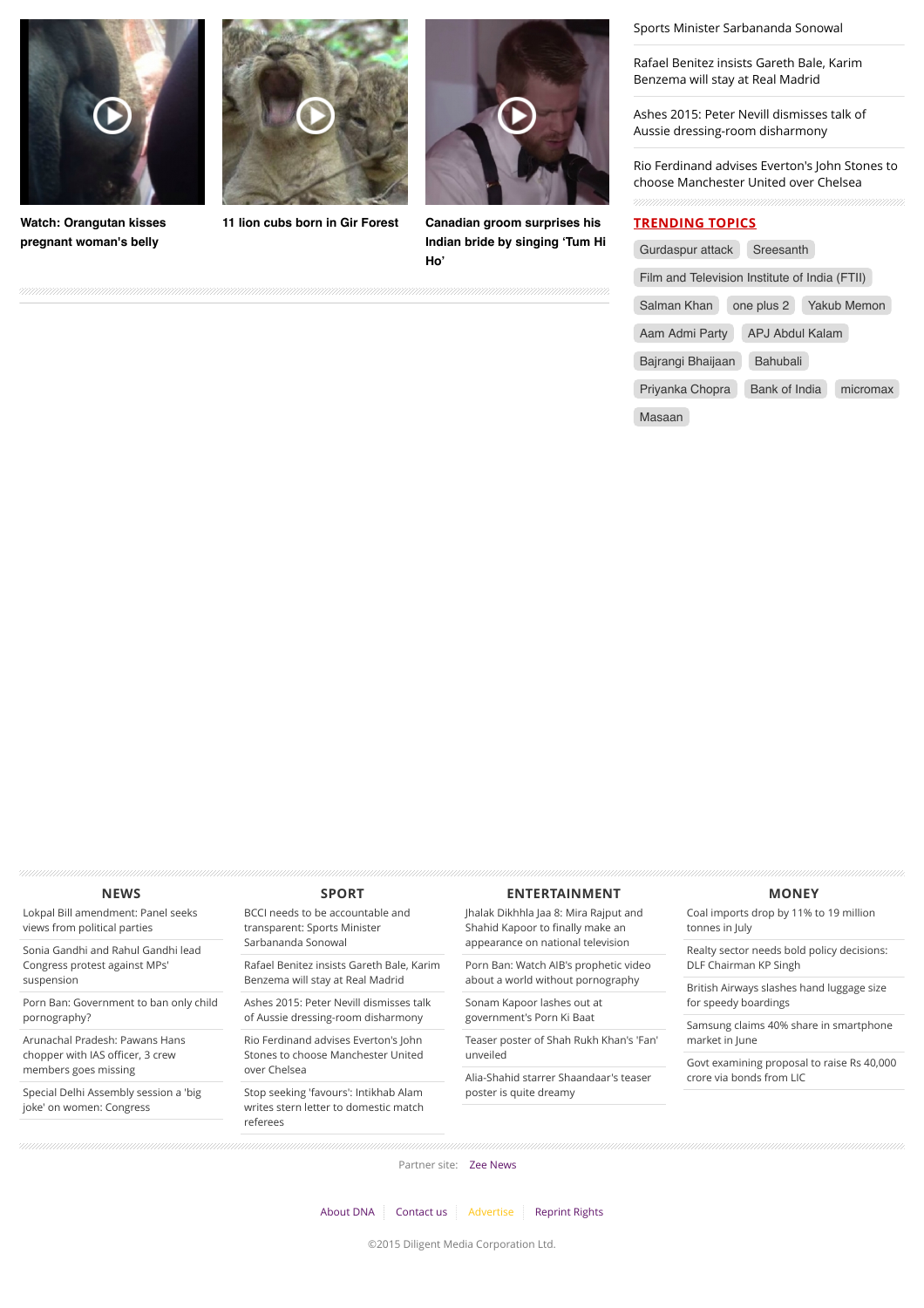**Watch: Orangutan kisses pregnant woman's belly**

**11 lion cubs born in Gir Forest**

**Canadian groom surprises his Indian bride by singing 'Tum Hi Ho'**

Sports Minister Sarbananda Sonowal

Rafael Benitez insists Gareth Bale, Karim Benzema will stay at Real Madrid

Ashes 2015: Peter Nevill dismisses talk of Aussie dressing-room disharmony

Rio Ferdinand advises Everton's John Stones to choose Manchester United over Chelsea

## TRENDING TOPICS

Gurdaspur attack | Sreesanth | Film and Television Institute of India (FTII) | Salman Khan | one plus 2 | Yakub Memon | Aam Admi Party | APJ Abdul Kalam | Bajrangi Bhaijaan | Bahubali | Priyanka Chopra | Bank of India | micromax | Masaan

## NEWS

- Lokpal Bill amendment: Panel seeks views from political parties
- Sonia Gandhi and Rahul Gandhi lead Congress protest against MPs' suspension
- Porn Ban: Government to ban only child pornography?
- Arunachal Pradesh: Pawans Hans chopper with IAS officer, 3 crew members goes missing
- Special Delhi Assembly session a 'big joke' on women: Congress

## SPORT

- BCCI needs to be accountable and transparent: Sports Minister Sarbananda Sonowal
- Rafael Benitez insists Gareth Bale, Karim Benzema will stay at Real Madrid
- Ashes 2015: Peter Nevill dismisses talk of Aussie dressing-room disharmony
- Rio Ferdinand advises Everton's John Stones to choose Manchester United over Chelsea
- Stop seeking 'favours': Intikhab Alam writes stern letter to domestic match referees

## ENTERTAINMENT

- Jhalak Dikhhla Jaa 8: Mira Rajput and Shahid Kapoor to finally make an appearance on national television
- Porn Ban: Watch AIB's prophetic video about a world without pornography
- Sonam Kapoor lashes out at government's Porn Ki Baat
- Teaser poster of Shah Rukh Khan's 'Fan' unveiled
- Alia-Shahid starrer Shaandaar's teaser poster is quite dreamy

## MONEY

- Coal imports drop by 11% to 19 million tonnes in July
- Realty sector needs bold policy decisions: DLF Chairman KP Singh
- British Airways slashes hand luggage size for speedy boardings
- Samsung claims 40% share in smartphone market in June
- Govt examining proposal to raise Rs 40,000 crore via bonds from LIC

Partner site: Zee News

About DNA | Contact us | Advertise | Reprint Rights

©2015 Diligent Media Corporation Ltd.